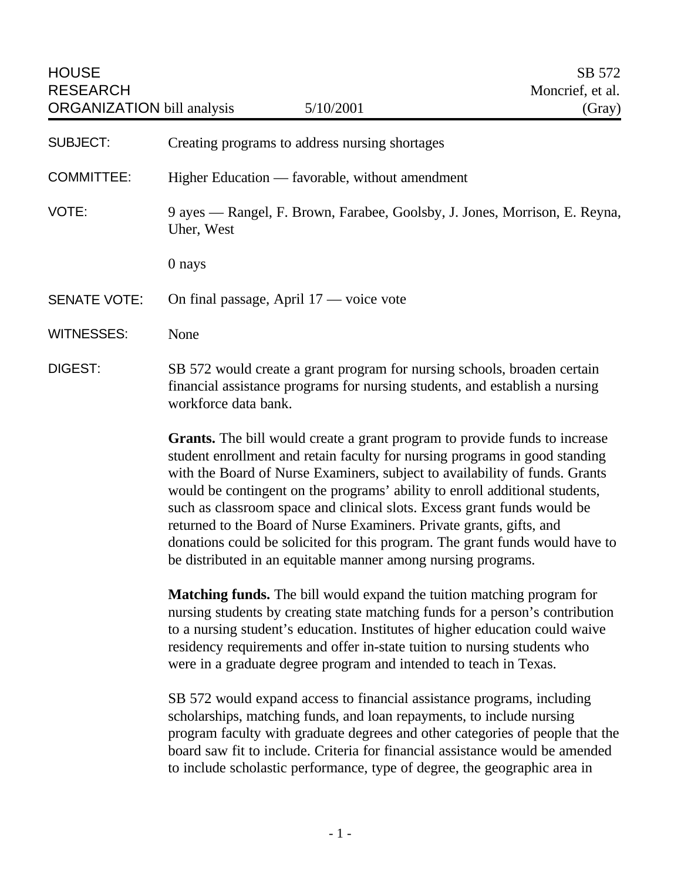HOUSE RESEARCH ORGANIZATION bill analysis | 5/10/2001 | SB 572 Moncrief, et al. (Gray)

SUBJECT: Creating programs to address nursing shortages

COMMITTEE: Higher Education — favorable, without amendment

VOTE: 9 ayes — Rangel, F. Brown, Farabee, Goolsby, J. Jones, Morrison, E. Reyna, Uher, West

0 nays

SENATE VOTE: On final passage, April 17 — voice vote

WITNESSES: None

DIGEST: SB 572 would create a grant program for nursing schools, broaden certain financial assistance programs for nursing students, and establish a nursing workforce data bank.

**Grants.** The bill would create a grant program to provide funds to increase student enrollment and retain faculty for nursing programs in good standing with the Board of Nurse Examiners, subject to availability of funds. Grants would be contingent on the programs' ability to enroll additional students, such as classroom space and clinical slots. Excess grant funds would be returned to the Board of Nurse Examiners. Private grants, gifts, and donations could be solicited for this program. The grant funds would have to be distributed in an equitable manner among nursing programs.

**Matching funds.** The bill would expand the tuition matching program for nursing students by creating state matching funds for a person's contribution to a nursing student's education. Institutes of higher education could waive residency requirements and offer in-state tuition to nursing students who were in a graduate degree program and intended to teach in Texas.

SB 572 would expand access to financial assistance programs, including scholarships, matching funds, and loan repayments, to include nursing program faculty with graduate degrees and other categories of people that the board saw fit to include. Criteria for financial assistance would be amended to include scholastic performance, type of degree, the geographic area in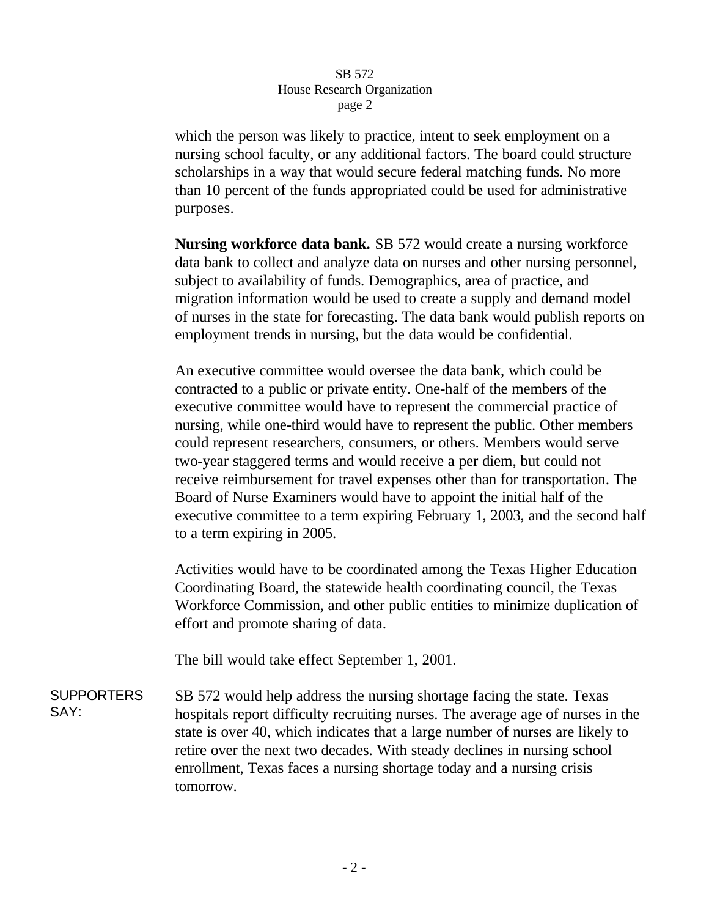which the person was likely to practice, intent to seek employment on a nursing school faculty, or any additional factors. The board could structure scholarships in a way that would secure federal matching funds. No more than 10 percent of the funds appropriated could be used for administrative purposes.

**Nursing workforce data bank.** SB 572 would create a nursing workforce data bank to collect and analyze data on nurses and other nursing personnel, subject to availability of funds. Demographics, area of practice, and migration information would be used to create a supply and demand model of nurses in the state for forecasting. The data bank would publish reports on employment trends in nursing, but the data would be confidential.

An executive committee would oversee the data bank, which could be contracted to a public or private entity. One-half of the members of the executive committee would have to represent the commercial practice of nursing, while one-third would have to represent the public. Other members could represent researchers, consumers, or others. Members would serve two-year staggered terms and would receive a per diem, but could not receive reimbursement for travel expenses other than for transportation. The Board of Nurse Examiners would have to appoint the initial half of the executive committee to a term expiring February 1, 2003, and the second half to a term expiring in 2005.

Activities would have to be coordinated among the Texas Higher Education Coordinating Board, the statewide health coordinating council, the Texas Workforce Commission, and other public entities to minimize duplication of effort and promote sharing of data.

The bill would take effect September 1, 2001.

SUPPORTERS SAY:

SB 572 would help address the nursing shortage facing the state. Texas hospitals report difficulty recruiting nurses. The average age of nurses in the state is over 40, which indicates that a large number of nurses are likely to retire over the next two decades. With steady declines in nursing school enrollment, Texas faces a nursing shortage today and a nursing crisis tomorrow.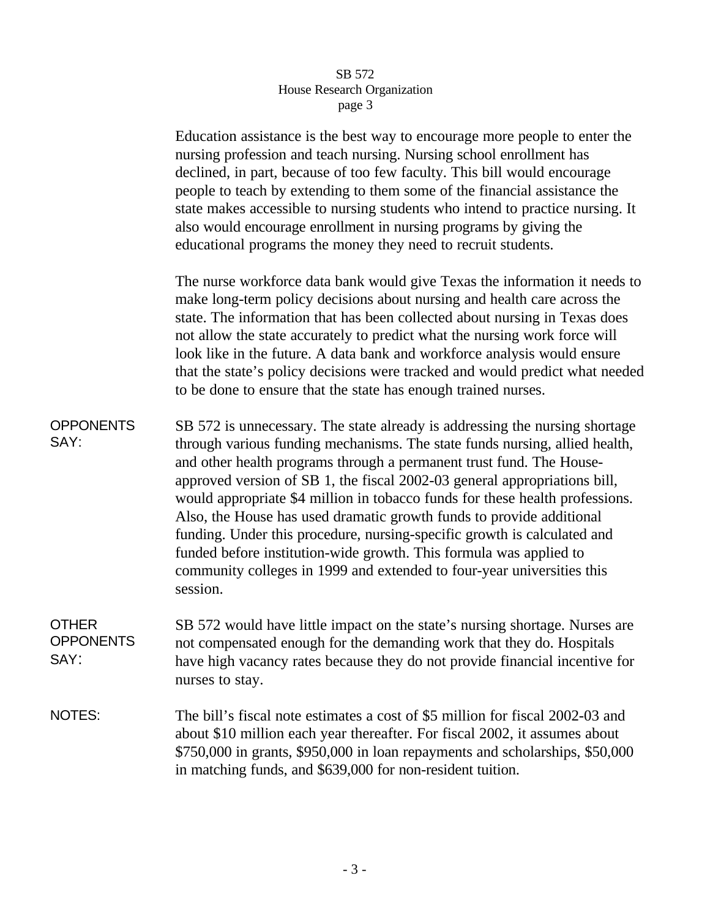Education assistance is the best way to encourage more people to enter the nursing profession and teach nursing. Nursing school enrollment has declined, in part, because of too few faculty. This bill would encourage people to teach by extending to them some of the financial assistance the state makes accessible to nursing students who intend to practice nursing. It also would encourage enrollment in nursing programs by giving the educational programs the money they need to recruit students.

The nurse workforce data bank would give Texas the information it needs to make long-term policy decisions about nursing and health care across the state. The information that has been collected about nursing in Texas does not allow the state accurately to predict what the nursing work force will look like in the future. A data bank and workforce analysis would ensure that the state's policy decisions were tracked and would predict what needed to be done to ensure that the state has enough trained nurses.

**OPPONENTS SAY:** SB 572 is unnecessary. The state already is addressing the nursing shortage through various funding mechanisms. The state funds nursing, allied health, and other health programs through a permanent trust fund. The House-approved version of SB 1, the fiscal 2002-03 general appropriations bill, would appropriate $4 million in tobacco funds for these health professions. Also, the House has used dramatic growth funds to provide additional funding. Under this procedure, nursing-specific growth is calculated and funded before institution-wide growth. This formula was applied to community colleges in 1999 and extended to four-year universities this session.

**OTHER OPPONENTS SAY:** SB 572 would have little impact on the state's nursing shortage. Nurses are not compensated enough for the demanding work that they do. Hospitals have high vacancy rates because they do not provide financial incentive for nurses to stay.

**NOTES:** The bill's fiscal note estimates a cost of $5 million for fiscal 2002-03 and about $10 million each year thereafter. For fiscal 2002, it assumes about $750,000 in grants, $950,000 in loan repayments and scholarships, $50,000 in matching funds, and $639,000 for non-resident tuition.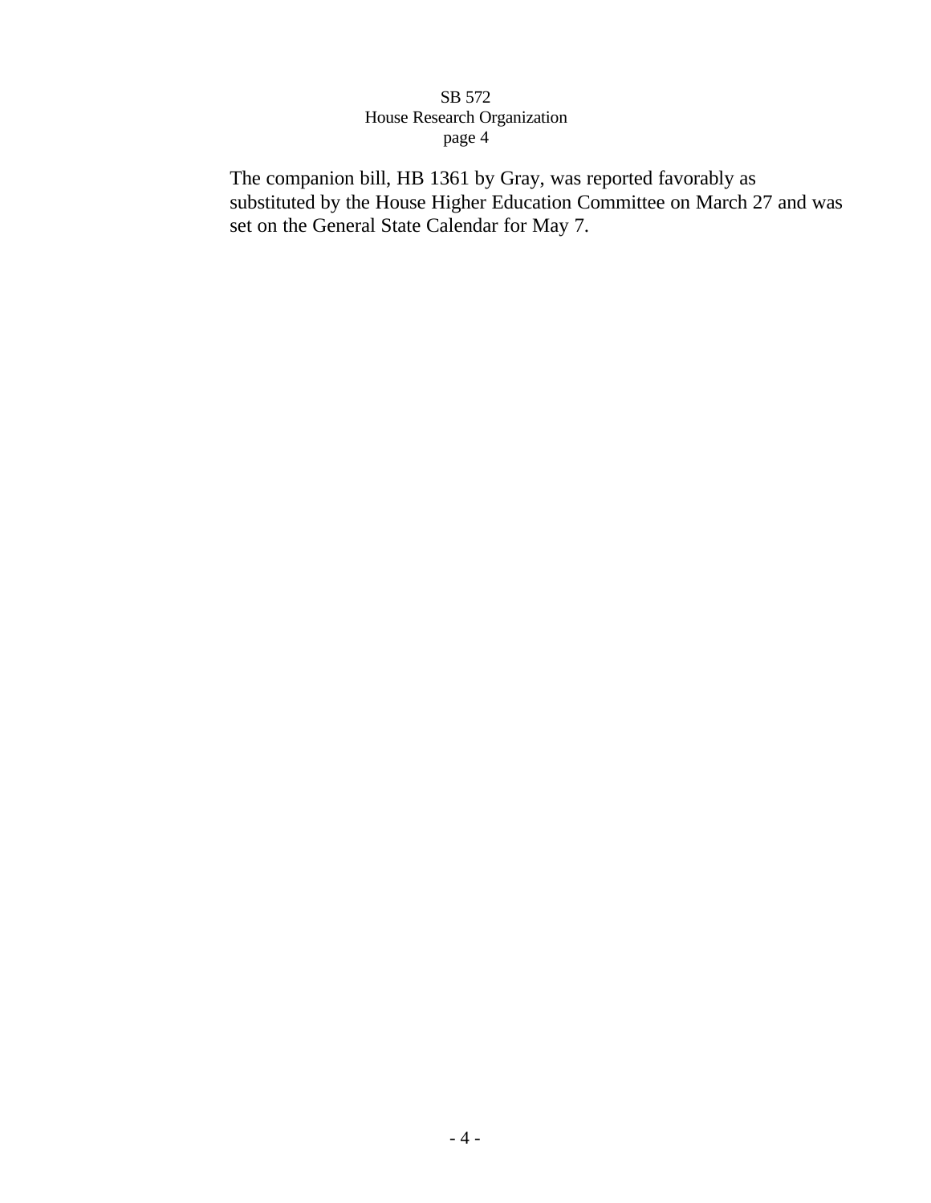The companion bill, HB 1361 by Gray, was reported favorably as substituted by the House Higher Education Committee on March 27 and was set on the General State Calendar for May 7.